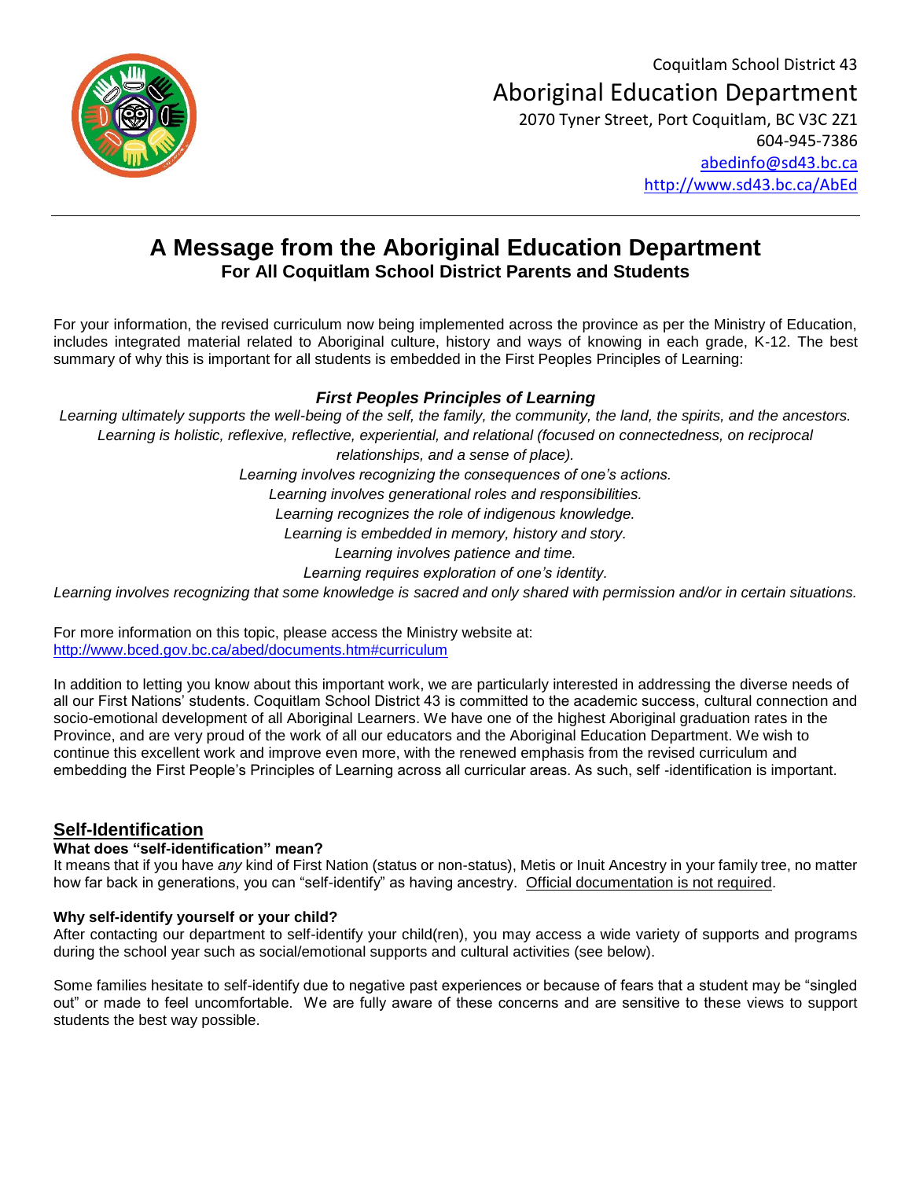Coquitlam School District 43

Aboriginal Education Department

2070 Tyner Street, Port Coquitlam, BC V3C 2Z1

604-945-7386

abedinfo@sd43.bc.ca

http://www.sd43.bc.ca/AbEd

---

# A Message from the Aboriginal Education Department

**For All Coquitlam School District Parents and Students**

For your information, the revised curriculum now being implemented across the province as per the Ministry of Education, includes integrated material related to Aboriginal culture, history and ways of knowing in each grade, K-12. The best summary of why this is important for all students is embedded in the First Peoples Principles of Learning:

***First Peoples Principles of Learning***

*Learning ultimately supports the well-being of the self, the family, the community, the land, the spirits, and the ancestors.*
*Learning is holistic, reflexive, reflective, experiential, and relational (focused on connectedness, on reciprocal relationships, and a sense of place).*
*Learning involves recognizing the consequences of one's actions.*
*Learning involves generational roles and responsibilities.*
*Learning recognizes the role of indigenous knowledge.*
*Learning is embedded in memory, history and story.*
*Learning involves patience and time.*
*Learning requires exploration of one's identity.*
*Learning involves recognizing that some knowledge is sacred and only shared with permission and/or in certain situations.*

For more information on this topic, please access the Ministry website at:
http://www.bced.gov.bc.ca/abed/documents.htm#curriculum

In addition to letting you know about this important work, we are particularly interested in addressing the diverse needs of all our First Nations' students. Coquitlam School District 43 is committed to the academic success, cultural connection and socio-emotional development of all Aboriginal Learners. We have one of the highest Aboriginal graduation rates in the Province, and are very proud of the work of all our educators and the Aboriginal Education Department. We wish to continue this excellent work and improve even more, with the renewed emphasis from the revised curriculum and embedding the First People's Principles of Learning across all curricular areas. As such, self -identification is important.

## Self-Identification

**What does "self-identification" mean?**

It means that if you have *any* kind of First Nation (status or non-status), Metis or Inuit Ancestry in your family tree, no matter how far back in generations, you can "self-identify" as having ancestry. Official documentation is not required.

**Why self-identify yourself or your child?**

After contacting our department to self-identify your child(ren), you may access a wide variety of supports and programs during the school year such as social/emotional supports and cultural activities (see below).

Some families hesitate to self-identify due to negative past experiences or because of fears that a student may be "singled out" or made to feel uncomfortable. We are fully aware of these concerns and are sensitive to these views to support students the best way possible.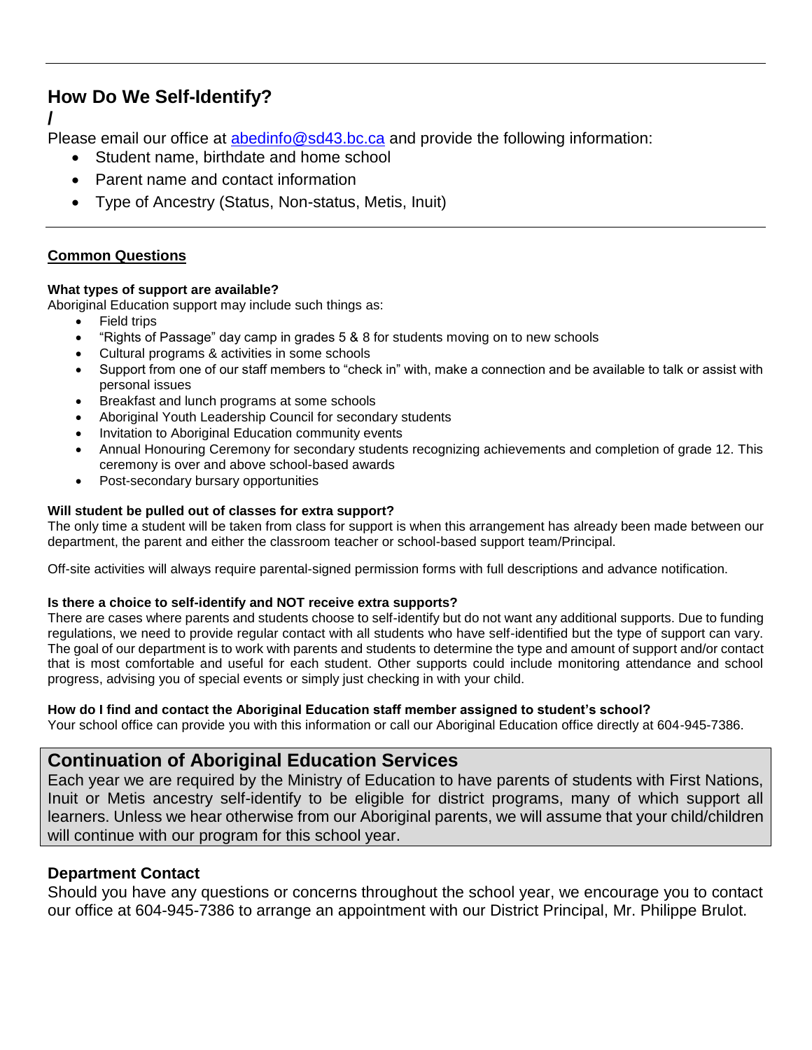## How Do We Self-Identify?

/

Please email our office at abedinfo@sd43.bc.ca and provide the following information:

- Student name, birthdate and home school
- Parent name and contact information
- Type of Ancestry (Status, Non-status, Metis, Inuit)

---

### Common Questions

**What types of support are available?**

Aboriginal Education support may include such things as:

- Field trips
- "Rights of Passage" day camp in grades 5 & 8 for students moving on to new schools
- Cultural programs & activities in some schools
- Support from one of our staff members to "check in" with, make a connection and be available to talk or assist with personal issues
- Breakfast and lunch programs at some schools
- Aboriginal Youth Leadership Council for secondary students
- Invitation to Aboriginal Education community events
- Annual Honouring Ceremony for secondary students recognizing achievements and completion of grade 12. This ceremony is over and above school-based awards
- Post-secondary bursary opportunities

**Will student be pulled out of classes for extra support?**

The only time a student will be taken from class for support is when this arrangement has already been made between our department, the parent and either the classroom teacher or school-based support team/Principal.

Off-site activities will always require parental-signed permission forms with full descriptions and advance notification.

**Is there a choice to self-identify and NOT receive extra supports?**

There are cases where parents and students choose to self-identify but do not want any additional supports. Due to funding regulations, we need to provide regular contact with all students who have self-identified but the type of support can vary. The goal of our department is to work with parents and students to determine the type and amount of support and/or contact that is most comfortable and useful for each student. Other supports could include monitoring attendance and school progress, advising you of special events or simply just checking in with your child.

**How do I find and contact the Aboriginal Education staff member assigned to student's school?**

Your school office can provide you with this information or call our Aboriginal Education office directly at 604-945-7386.

## Continuation of Aboriginal Education Services

Each year we are required by the Ministry of Education to have parents of students with First Nations, Inuit or Metis ancestry self-identify to be eligible for district programs, many of which support all learners. Unless we hear otherwise from our Aboriginal parents, we will assume that your child/children will continue with our program for this school year.

### Department Contact

Should you have any questions or concerns throughout the school year, we encourage you to contact our office at 604-945-7386 to arrange an appointment with our District Principal, Mr. Philippe Brulot.